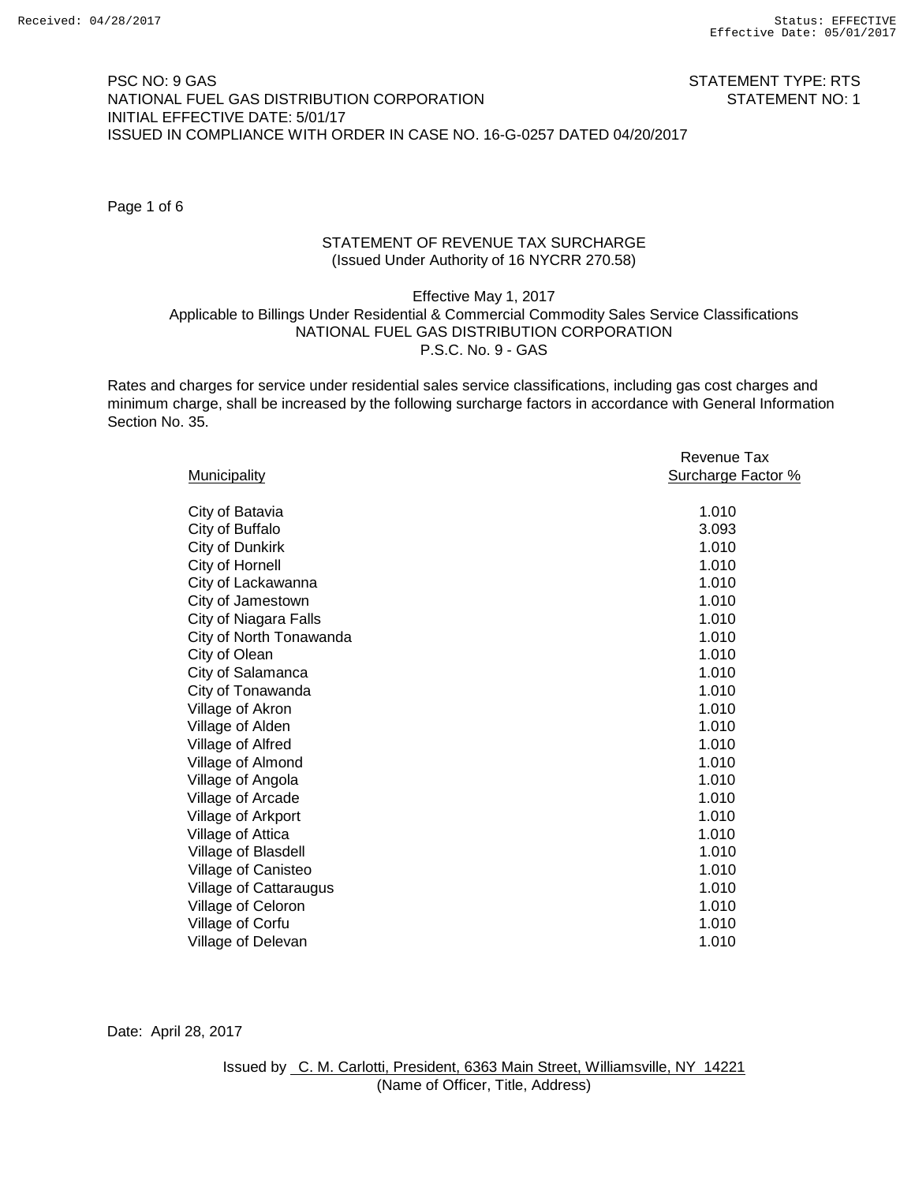Received: 04/28/2017

Status: EFFECTIVE
Effective Date: 05/01/2017

PSC NO: 9 GAS
NATIONAL FUEL GAS DISTRIBUTION CORPORATION
INITIAL EFFECTIVE DATE: 5/01/17
ISSUED IN COMPLIANCE WITH ORDER IN CASE NO. 16-G-0257 DATED 04/20/2017

STATEMENT TYPE: RTS
STATEMENT NO: 1

Page 1 of 6

## STATEMENT OF REVENUE TAX SURCHARGE
(Issued Under Authority of 16 NYCRR 270.58)

Effective May 1, 2017
Applicable to Billings Under Residential & Commercial Commodity Sales Service Classifications
NATIONAL FUEL GAS DISTRIBUTION CORPORATION
P.S.C. No. 9 - GAS

Rates and charges for service under residential sales service classifications, including gas cost charges and minimum charge, shall be increased by the following surcharge factors in accordance with General Information Section No. 35.

| Municipality | Revenue Tax Surcharge Factor % |
|---|---|
| City of Batavia | 1.010 |
| City of Buffalo | 3.093 |
| City of Dunkirk | 1.010 |
| City of Hornell | 1.010 |
| City of Lackawanna | 1.010 |
| City of Jamestown | 1.010 |
| City of Niagara Falls | 1.010 |
| City of North Tonawanda | 1.010 |
| City of Olean | 1.010 |
| City of Salamanca | 1.010 |
| City of Tonawanda | 1.010 |
| Village of Akron | 1.010 |
| Village of Alden | 1.010 |
| Village of Alfred | 1.010 |
| Village of Almond | 1.010 |
| Village of Angola | 1.010 |
| Village of Arcade | 1.010 |
| Village of Arkport | 1.010 |
| Village of Attica | 1.010 |
| Village of Blasdell | 1.010 |
| Village of Canisteo | 1.010 |
| Village of Cattaraugus | 1.010 |
| Village of Celoron | 1.010 |
| Village of Corfu | 1.010 |
| Village of Delevan | 1.010 |

Date: April 28, 2017

Issued by C. M. Carlotti, President, 6363 Main Street, Williamsville, NY 14221
(Name of Officer, Title, Address)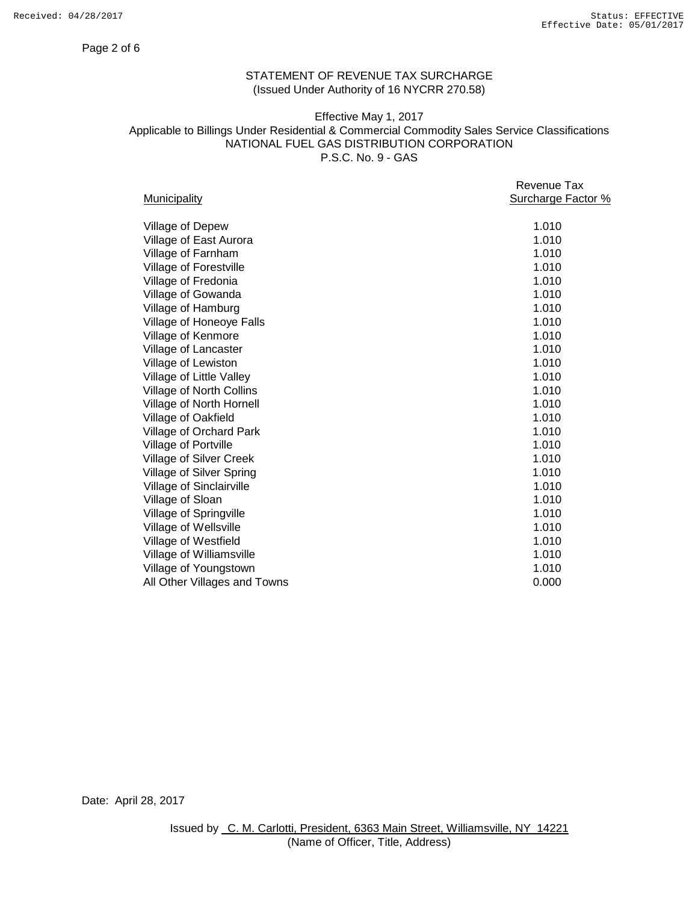STATEMENT OF REVENUE TAX SURCHARGE
(Issued Under Authority of 16 NYCRR 270.58)

Effective May 1, 2017
Applicable to Billings Under Residential & Commercial Commodity Sales Service Classifications
NATIONAL FUEL GAS DISTRIBUTION CORPORATION
P.S.C. No. 9 - GAS

| Municipality | Revenue Tax Surcharge Factor % |
|---|---|
| Village of Depew | 1.010 |
| Village of East Aurora | 1.010 |
| Village of Farnham | 1.010 |
| Village of Forestville | 1.010 |
| Village of Fredonia | 1.010 |
| Village of Gowanda | 1.010 |
| Village of Hamburg | 1.010 |
| Village of Honeoye Falls | 1.010 |
| Village of Kenmore | 1.010 |
| Village of Lancaster | 1.010 |
| Village of Lewiston | 1.010 |
| Village of Little Valley | 1.010 |
| Village of North Collins | 1.010 |
| Village of North Hornell | 1.010 |
| Village of Oakfield | 1.010 |
| Village of Orchard Park | 1.010 |
| Village of Portville | 1.010 |
| Village of Silver Creek | 1.010 |
| Village of Silver Spring | 1.010 |
| Village of Sinclairville | 1.010 |
| Village of Sloan | 1.010 |
| Village of Springville | 1.010 |
| Village of Wellsville | 1.010 |
| Village of Westfield | 1.010 |
| Village of Williamsville | 1.010 |
| Village of Youngstown | 1.010 |
| All Other Villages and Towns | 0.000 |

Date: April 28, 2017

Issued by C. M. Carlotti, President, 6363 Main Street, Williamsville, NY 14221
(Name of Officer, Title, Address)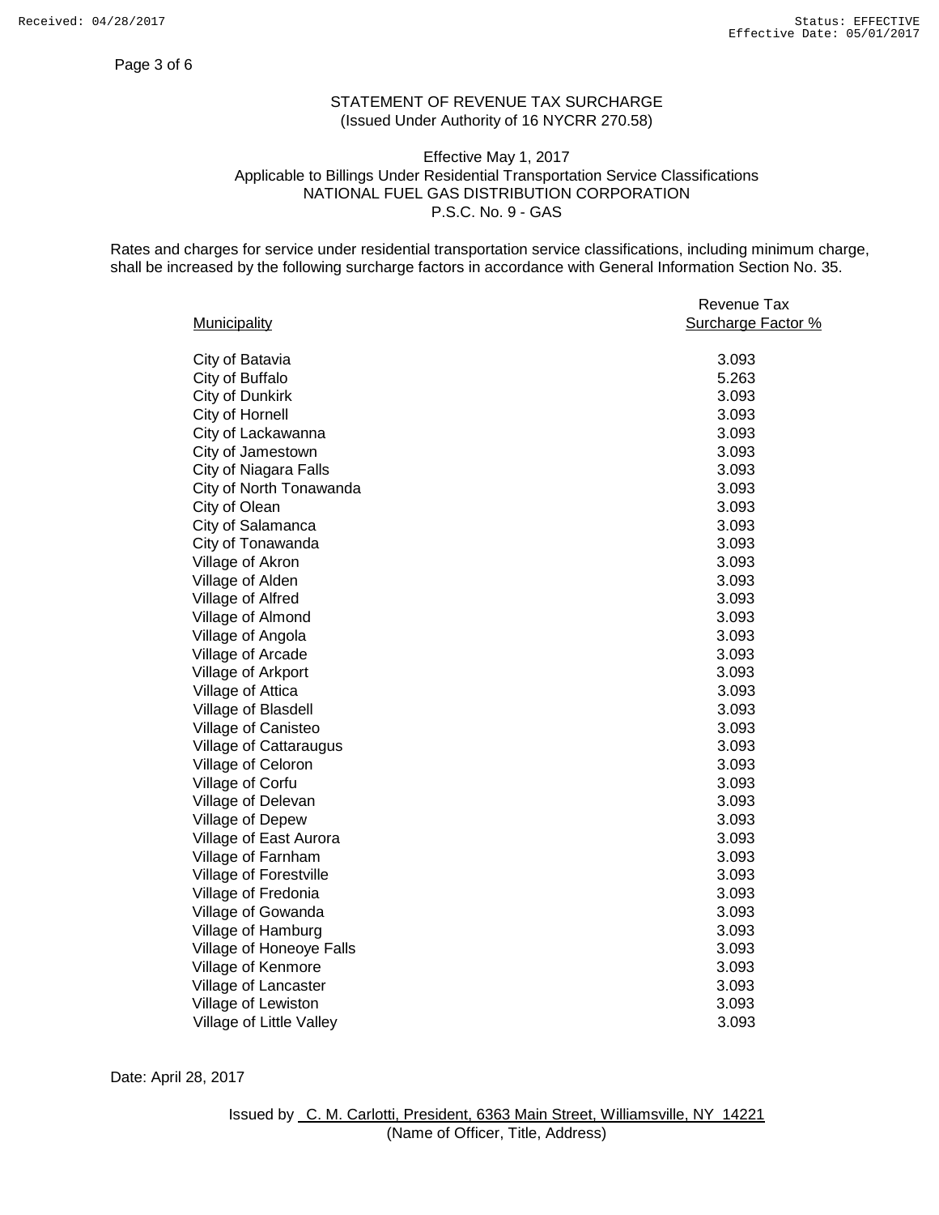## STATEMENT OF REVENUE TAX SURCHARGE
(Issued Under Authority of 16 NYCRR 270.58)

Effective May 1, 2017
Applicable to Billings Under Residential Transportation Service Classifications
NATIONAL FUEL GAS DISTRIBUTION CORPORATION
P.S.C. No. 9 - GAS

Rates and charges for service under residential transportation service classifications, including minimum charge, shall be increased by the following surcharge factors in accordance with General Information Section No. 35.

| Municipality | Revenue Tax Surcharge Factor % |
|---|---|
| City of Batavia | 3.093 |
| City of Buffalo | 5.263 |
| City of Dunkirk | 3.093 |
| City of Hornell | 3.093 |
| City of Lackawanna | 3.093 |
| City of Jamestown | 3.093 |
| City of Niagara Falls | 3.093 |
| City of North Tonawanda | 3.093 |
| City of Olean | 3.093 |
| City of Salamanca | 3.093 |
| City of Tonawanda | 3.093 |
| Village of Akron | 3.093 |
| Village of Alden | 3.093 |
| Village of Alfred | 3.093 |
| Village of Almond | 3.093 |
| Village of Angola | 3.093 |
| Village of Arcade | 3.093 |
| Village of Arkport | 3.093 |
| Village of Attica | 3.093 |
| Village of Blasdell | 3.093 |
| Village of Canisteo | 3.093 |
| Village of Cattaraugus | 3.093 |
| Village of Celoron | 3.093 |
| Village of Corfu | 3.093 |
| Village of Delevan | 3.093 |
| Village of Depew | 3.093 |
| Village of East Aurora | 3.093 |
| Village of Farnham | 3.093 |
| Village of Forestville | 3.093 |
| Village of Fredonia | 3.093 |
| Village of Gowanda | 3.093 |
| Village of Hamburg | 3.093 |
| Village of Honeoye Falls | 3.093 |
| Village of Kenmore | 3.093 |
| Village of Lancaster | 3.093 |
| Village of Lewiston | 3.093 |
| Village of Little Valley | 3.093 |

Date: April 28, 2017

Issued by C. M. Carlotti, President, 6363 Main Street, Williamsville, NY 14221
(Name of Officer, Title, Address)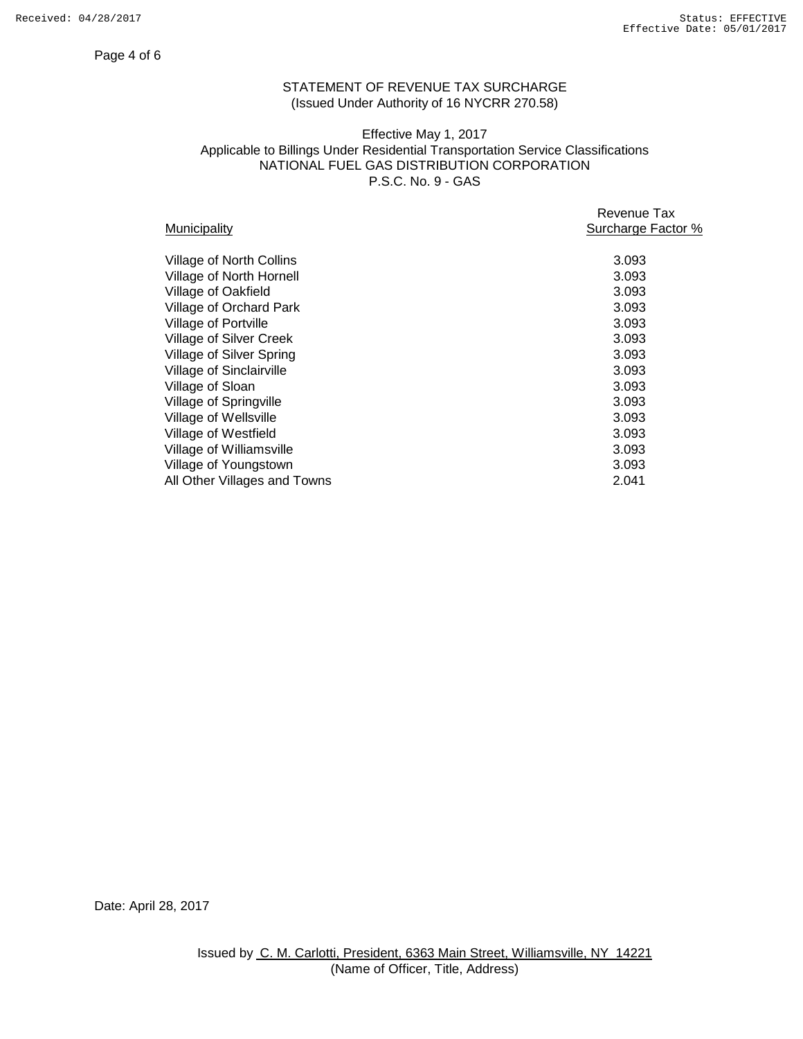STATEMENT OF REVENUE TAX SURCHARGE
(Issued Under Authority of 16 NYCRR 270.58)

Effective May 1, 2017
Applicable to Billings Under Residential Transportation Service Classifications
NATIONAL FUEL GAS DISTRIBUTION CORPORATION
P.S.C. No. 9 - GAS

| Municipality | Revenue Tax Surcharge Factor % |
|---|---|
| Village of North Collins | 3.093 |
| Village of North Hornell | 3.093 |
| Village of Oakfield | 3.093 |
| Village of Orchard Park | 3.093 |
| Village of Portville | 3.093 |
| Village of Silver Creek | 3.093 |
| Village of Silver Spring | 3.093 |
| Village of Sinclairville | 3.093 |
| Village of Sloan | 3.093 |
| Village of Springville | 3.093 |
| Village of Wellsville | 3.093 |
| Village of Westfield | 3.093 |
| Village of Williamsville | 3.093 |
| Village of Youngstown | 3.093 |
| All Other Villages and Towns | 2.041 |

Date: April 28, 2017

Issued by C. M. Carlotti, President, 6363 Main Street, Williamsville, NY 14221
(Name of Officer, Title, Address)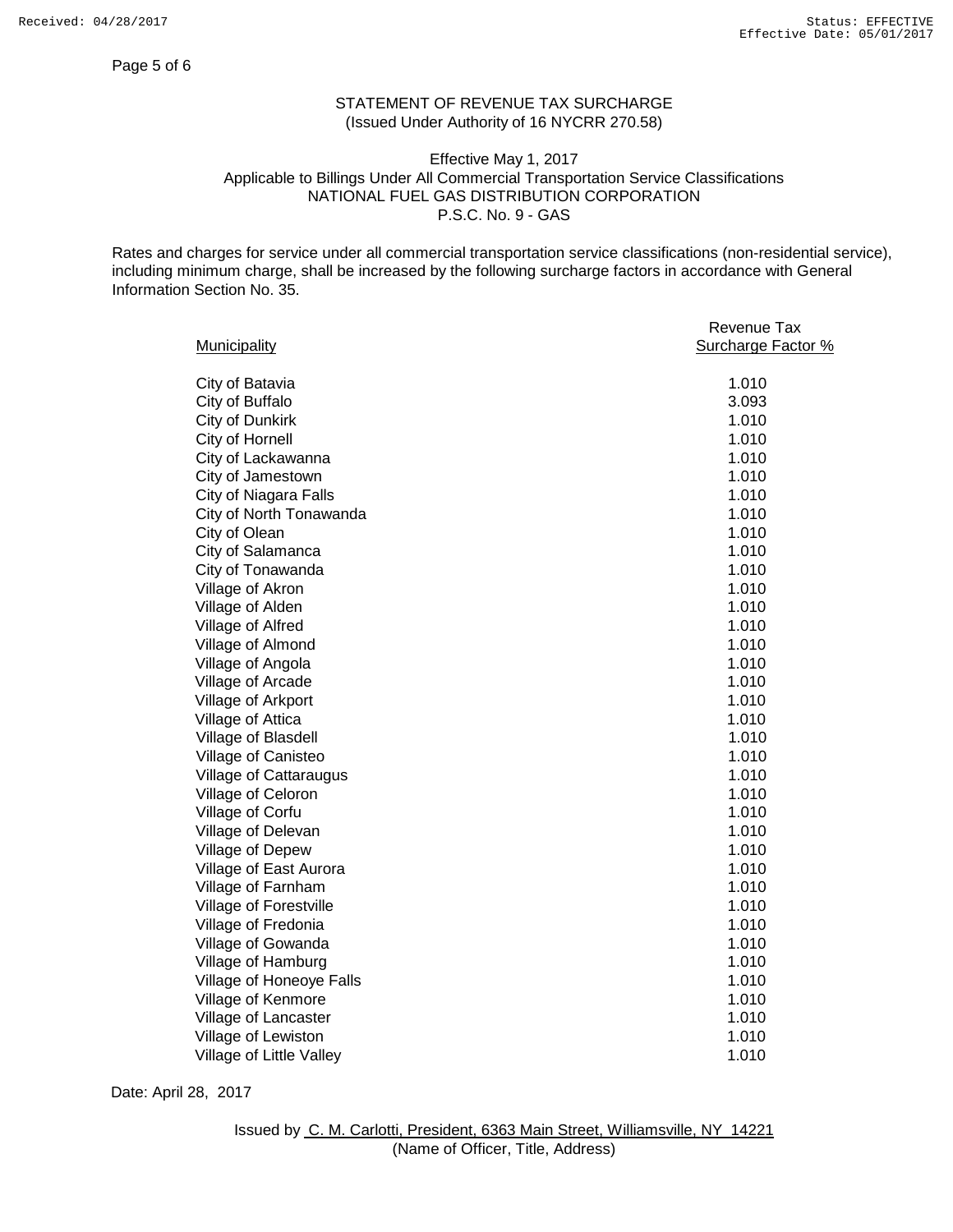# STATEMENT OF REVENUE TAX SURCHARGE
(Issued Under Authority of 16 NYCRR 270.58)

Effective May 1, 2017
Applicable to Billings Under All Commercial Transportation Service Classifications
NATIONAL FUEL GAS DISTRIBUTION CORPORATION
P.S.C. No. 9 - GAS

Rates and charges for service under all commercial transportation service classifications (non-residential service), including minimum charge, shall be increased by the following surcharge factors in accordance with General Information Section No. 35.

| Municipality | Revenue Tax Surcharge Factor % |
|---|---|
| City of Batavia | 1.010 |
| City of Buffalo | 3.093 |
| City of Dunkirk | 1.010 |
| City of Hornell | 1.010 |
| City of Lackawanna | 1.010 |
| City of Jamestown | 1.010 |
| City of Niagara Falls | 1.010 |
| City of North Tonawanda | 1.010 |
| City of Olean | 1.010 |
| City of Salamanca | 1.010 |
| City of Tonawanda | 1.010 |
| Village of Akron | 1.010 |
| Village of Alden | 1.010 |
| Village of Alfred | 1.010 |
| Village of Almond | 1.010 |
| Village of Angola | 1.010 |
| Village of Arcade | 1.010 |
| Village of Arkport | 1.010 |
| Village of Attica | 1.010 |
| Village of Blasdell | 1.010 |
| Village of Canisteo | 1.010 |
| Village of Cattaraugus | 1.010 |
| Village of Celoron | 1.010 |
| Village of Corfu | 1.010 |
| Village of Delevan | 1.010 |
| Village of Depew | 1.010 |
| Village of East Aurora | 1.010 |
| Village of Farnham | 1.010 |
| Village of Forestville | 1.010 |
| Village of Fredonia | 1.010 |
| Village of Gowanda | 1.010 |
| Village of Hamburg | 1.010 |
| Village of Honeoye Falls | 1.010 |
| Village of Kenmore | 1.010 |
| Village of Lancaster | 1.010 |
| Village of Lewiston | 1.010 |
| Village of Little Valley | 1.010 |

Date: April 28, 2017

Issued by C. M. Carlotti, President, 6363 Main Street, Williamsville, NY 14221
(Name of Officer, Title, Address)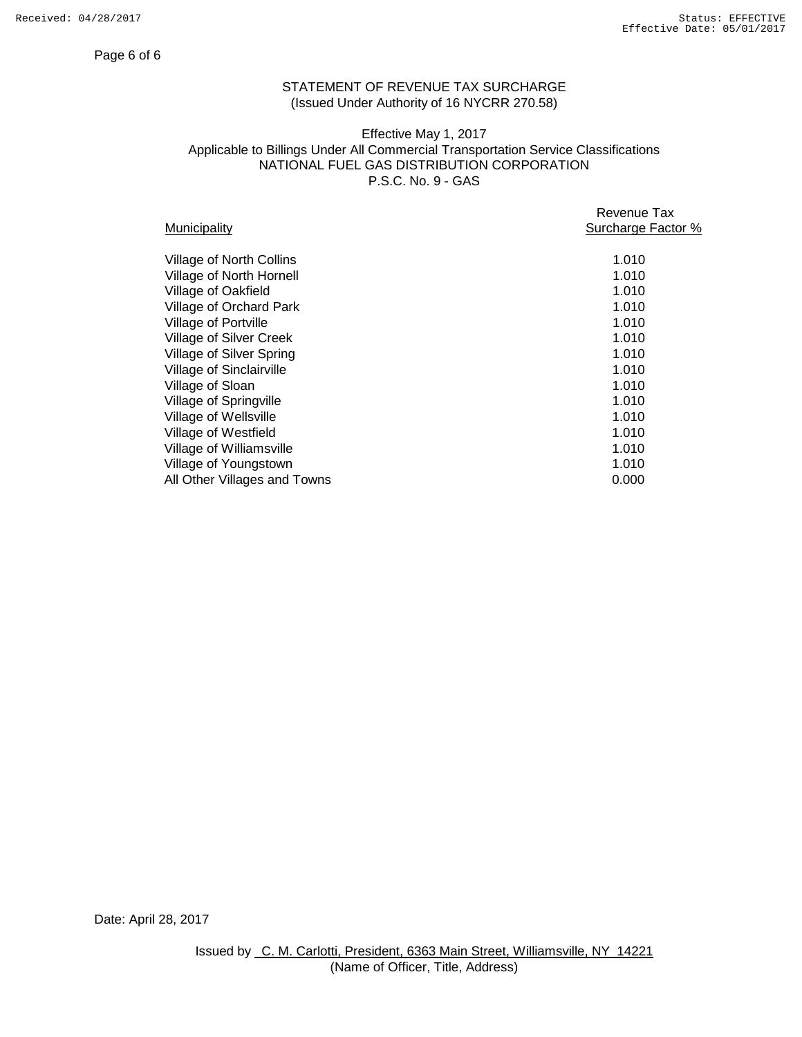STATEMENT OF REVENUE TAX SURCHARGE
(Issued Under Authority of 16 NYCRR 270.58)

Effective May 1, 2017
Applicable to Billings Under All Commercial Transportation Service Classifications
NATIONAL FUEL GAS DISTRIBUTION CORPORATION
P.S.C. No. 9 - GAS

| Municipality | Revenue Tax Surcharge Factor % |
|---|---|
| Village of North Collins | 1.010 |
| Village of North Hornell | 1.010 |
| Village of Oakfield | 1.010 |
| Village of Orchard Park | 1.010 |
| Village of Portville | 1.010 |
| Village of Silver Creek | 1.010 |
| Village of Silver Spring | 1.010 |
| Village of Sinclairville | 1.010 |
| Village of Sloan | 1.010 |
| Village of Springville | 1.010 |
| Village of Wellsville | 1.010 |
| Village of Westfield | 1.010 |
| Village of Williamsville | 1.010 |
| Village of Youngstown | 1.010 |
| All Other Villages and Towns | 0.000 |

Date: April 28, 2017

Issued by C. M. Carlotti, President, 6363 Main Street, Williamsville, NY 14221
(Name of Officer, Title, Address)